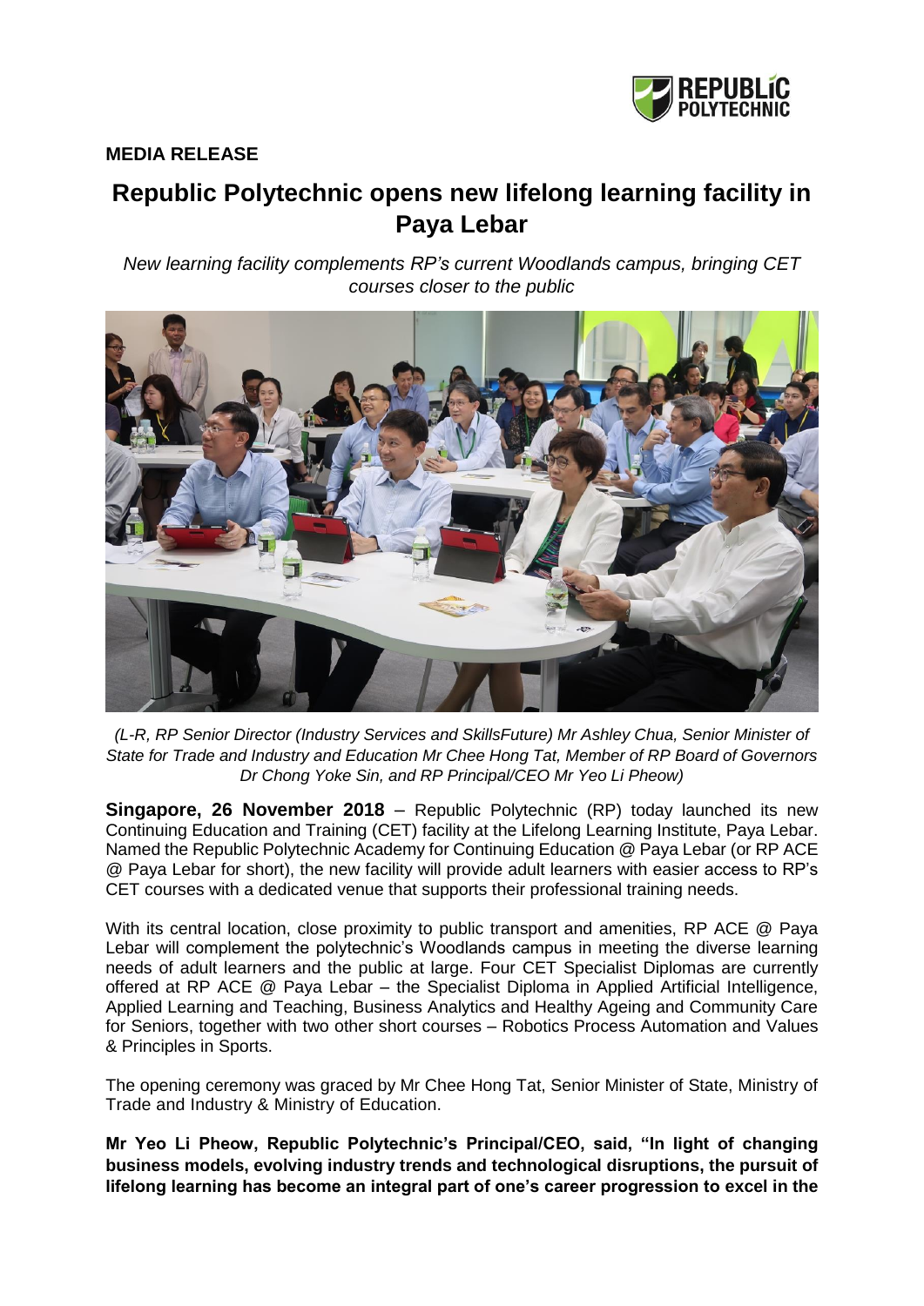**MEDIA RELEASE**

# Republic Polytechnic opens new lifelong learning facility in Paya Lebar

*New learning facility complements RP's current Woodlands campus, bringing CET courses closer to the public*

*(L-R, RP Senior Director (Industry Services and SkillsFuture) Mr Ashley Chua, Senior Minister of State for Trade and Industry and Education Mr Chee Hong Tat, Member of RP Board of Governors Dr Chong Yoke Sin, and RP Principal/CEO Mr Yeo Li Pheow)*

**Singapore, 26 November 2018** – Republic Polytechnic (RP) today launched its new Continuing Education and Training (CET) facility at the Lifelong Learning Institute, Paya Lebar. Named the Republic Polytechnic Academy for Continuing Education @ Paya Lebar (or RP ACE @ Paya Lebar for short), the new facility will provide adult learners with easier access to RP's CET courses with a dedicated venue that supports their professional training needs.

With its central location, close proximity to public transport and amenities, RP ACE @ Paya Lebar will complement the polytechnic's Woodlands campus in meeting the diverse learning needs of adult learners and the public at large. Four CET Specialist Diplomas are currently offered at RP ACE @ Paya Lebar – the Specialist Diploma in Applied Artificial Intelligence, Applied Learning and Teaching, Business Analytics and Healthy Ageing and Community Care for Seniors, together with two other short courses – Robotics Process Automation and Values & Principles in Sports.

The opening ceremony was graced by Mr Chee Hong Tat, Senior Minister of State, Ministry of Trade and Industry & Ministry of Education.

**Mr Yeo Li Pheow, Republic Polytechnic's Principal/CEO, said, "In light of changing business models, evolving industry trends and technological disruptions, the pursuit of lifelong learning has become an integral part of one's career progression to excel in the**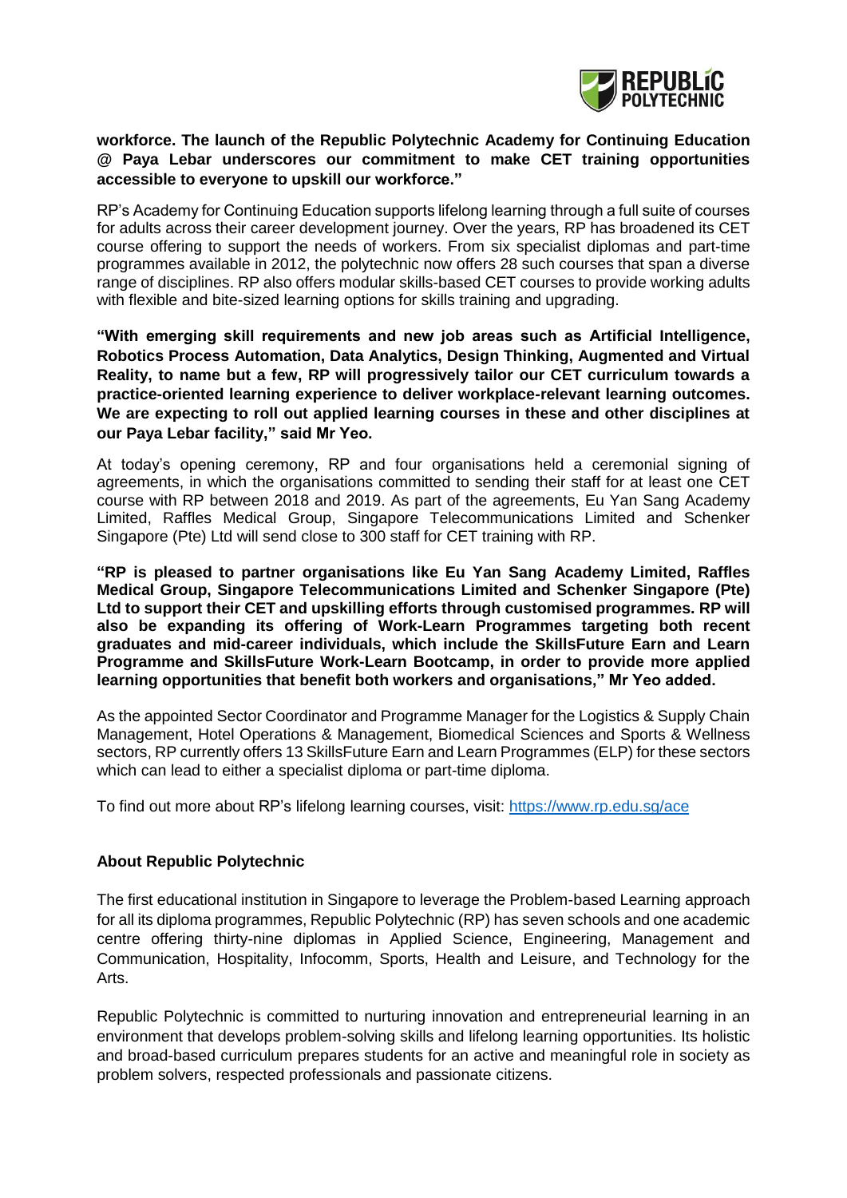**workforce. The launch of the Republic Polytechnic Academy for Continuing Education @ Paya Lebar underscores our commitment to make CET training opportunities accessible to everyone to upskill our workforce."**

RP's Academy for Continuing Education supports lifelong learning through a full suite of courses for adults across their career development journey. Over the years, RP has broadened its CET course offering to support the needs of workers. From six specialist diplomas and part-time programmes available in 2012, the polytechnic now offers 28 such courses that span a diverse range of disciplines. RP also offers modular skills-based CET courses to provide working adults with flexible and bite-sized learning options for skills training and upgrading.

**"With emerging skill requirements and new job areas such as Artificial Intelligence, Robotics Process Automation, Data Analytics, Design Thinking, Augmented and Virtual Reality, to name but a few, RP will progressively tailor our CET curriculum towards a practice-oriented learning experience to deliver workplace-relevant learning outcomes. We are expecting to roll out applied learning courses in these and other disciplines at our Paya Lebar facility," said Mr Yeo.**

At today's opening ceremony, RP and four organisations held a ceremonial signing of agreements, in which the organisations committed to sending their staff for at least one CET course with RP between 2018 and 2019. As part of the agreements, Eu Yan Sang Academy Limited, Raffles Medical Group, Singapore Telecommunications Limited and Schenker Singapore (Pte) Ltd will send close to 300 staff for CET training with RP.

**"RP is pleased to partner organisations like Eu Yan Sang Academy Limited, Raffles Medical Group, Singapore Telecommunications Limited and Schenker Singapore (Pte) Ltd to support their CET and upskilling efforts through customised programmes. RP will also be expanding its offering of Work-Learn Programmes targeting both recent graduates and mid-career individuals, which include the SkillsFuture Earn and Learn Programme and SkillsFuture Work-Learn Bootcamp, in order to provide more applied learning opportunities that benefit both workers and organisations," Mr Yeo added.**

As the appointed Sector Coordinator and Programme Manager for the Logistics & Supply Chain Management, Hotel Operations & Management, Biomedical Sciences and Sports & Wellness sectors, RP currently offers 13 SkillsFuture Earn and Learn Programmes (ELP) for these sectors which can lead to either a specialist diploma or part-time diploma.

To find out more about RP's lifelong learning courses, visit: https://www.rp.edu.sg/ace

**About Republic Polytechnic**

The first educational institution in Singapore to leverage the Problem-based Learning approach for all its diploma programmes, Republic Polytechnic (RP) has seven schools and one academic centre offering thirty-nine diplomas in Applied Science, Engineering, Management and Communication, Hospitality, Infocomm, Sports, Health and Leisure, and Technology for the Arts.

Republic Polytechnic is committed to nurturing innovation and entrepreneurial learning in an environment that develops problem-solving skills and lifelong learning opportunities. Its holistic and broad-based curriculum prepares students for an active and meaningful role in society as problem solvers, respected professionals and passionate citizens.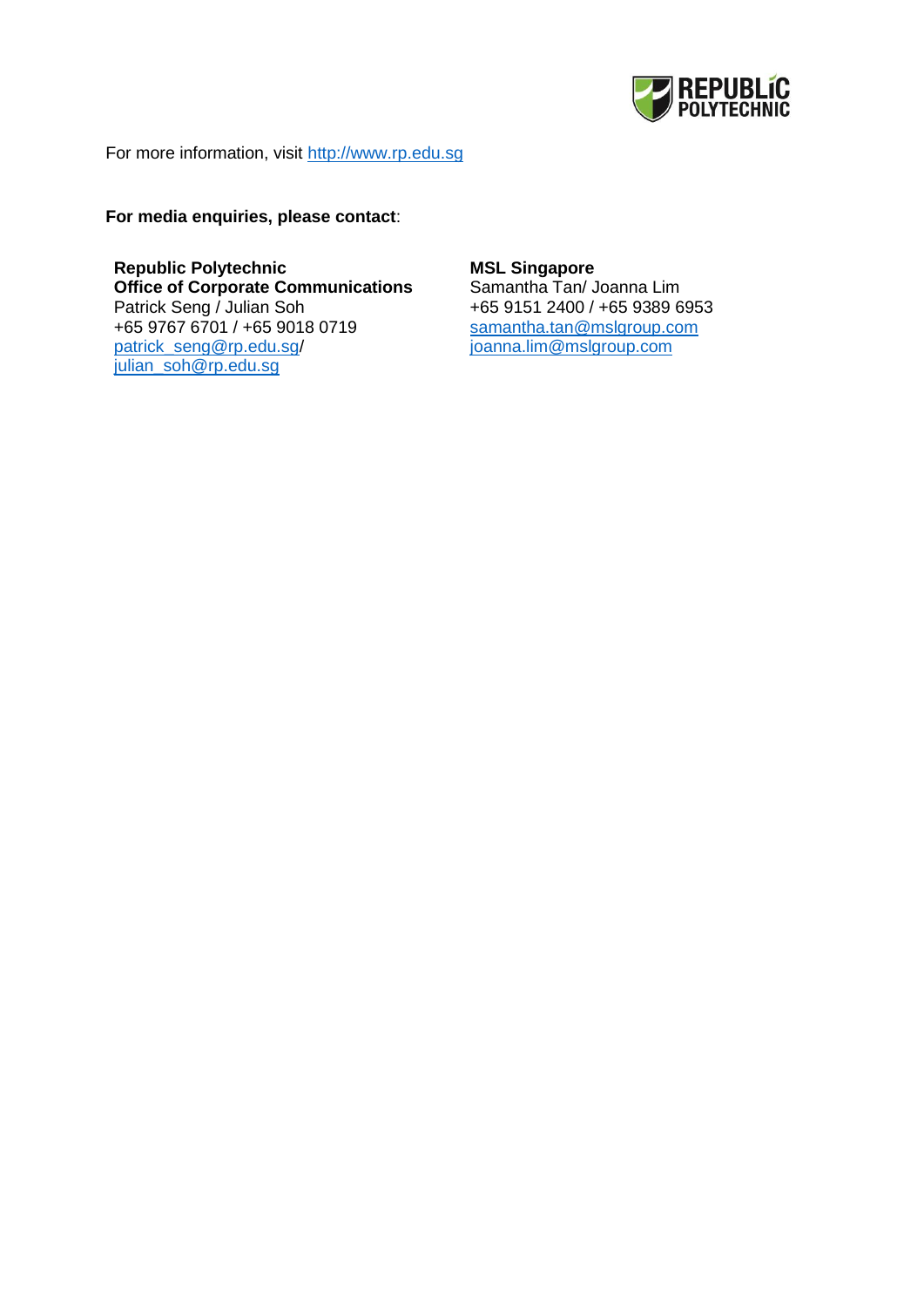For more information, visit http://www.rp.edu.sg

**For media enquiries, please contact**:

**Republic Polytechnic**
**Office of Corporate Communications**
Patrick Seng / Julian Soh
+65 9767 6701 / +65 9018 0719
patrick_seng@rp.edu.sg/
julian_soh@rp.edu.sg

**MSL Singapore**
Samantha Tan/ Joanna Lim
+65 9151 2400 / +65 9389 6953
samantha.tan@mslgroup.com
joanna.lim@mslgroup.com